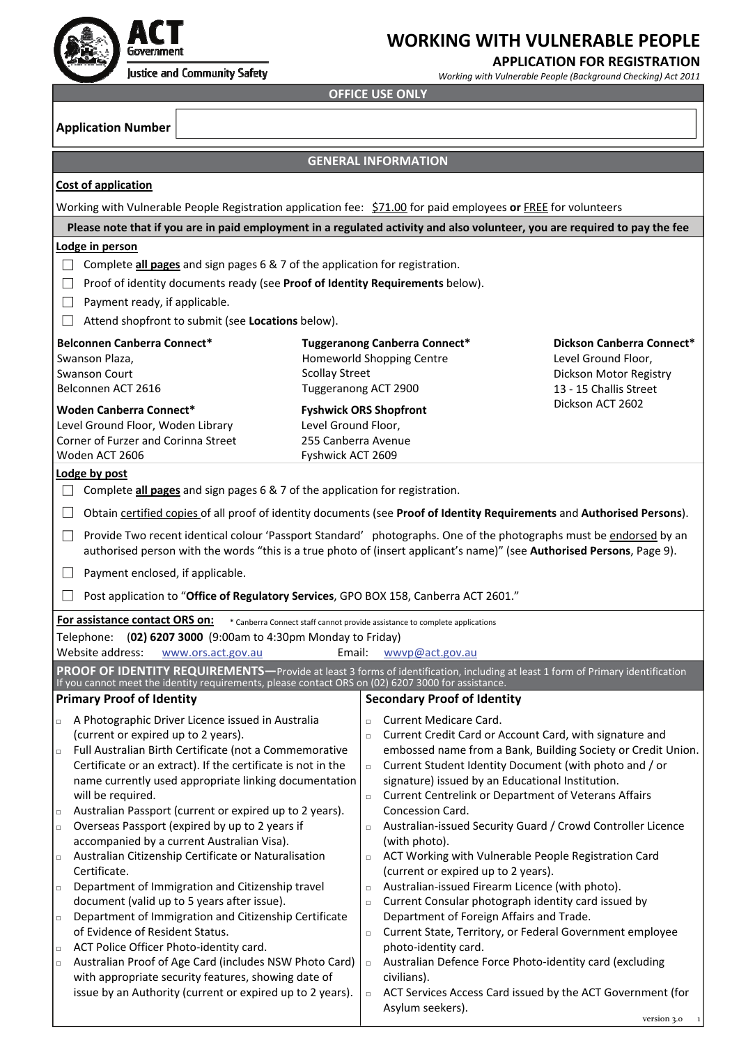# WORKING WITH VULNERABLE PEOPLE

## APPLICATION FOR REGISTRATION

*Working with Vulnerable People (Background Checking) Act 2011*

ACT Government — Justice and Community Safety

### OFFICE USE ONLY

| Application Number | |
|---|---|

### GENERAL INFORMATION

**Cost of application**

Working with Vulnerable People Registration application fee: $71.00 for paid employees **or** FREE for volunteers

**Please note that if you are in paid employment in a regulated activity and also volunteer, you are required to pay the fee**

**Lodge in person**

- ☐ Complete **all pages** and sign pages 6 & 7 of the application for registration.
- ☐ Proof of identity documents ready (see **Proof of Identity Requirements** below).
- ☐ Payment ready, if applicable.
- ☐ Attend shopfront to submit (see **Locations** below).

**Belconnen Canberra Connect***
Swanson Plaza,
Swanson Court
Belconnen ACT 2616

**Tuggeranong Canberra Connect***
Homeworld Shopping Centre
Scollay Street
Tuggeranong ACT 2900

**Dickson Canberra Connect***
Level Ground Floor,
Dickson Motor Registry
13 - 15 Challis Street
Dickson ACT 2602

**Woden Canberra Connect***
Level Ground Floor, Woden Library
Corner of Furzer and Corinna Street
Woden ACT 2606

**Fyshwick ORS Shopfront**
Level Ground Floor,
255 Canberra Avenue
Fyshwick ACT 2609

**Lodge by post**

- ☐ Complete **all pages** and sign pages 6 & 7 of the application for registration.
- ☐ Obtain certified copies of all proof of identity documents (see **Proof of Identity Requirements** and **Authorised Persons**).
- ☐ Provide Two recent identical colour 'Passport Standard' photographs. One of the photographs must be endorsed by an authorised person with the words "this is a true photo of (insert applicant's name)" (see **Authorised Persons**, Page 9).
- ☐ Payment enclosed, if applicable.
- ☐ Post application to "**Office of Regulatory Services**, GPO BOX 158, Canberra ACT 2601."

**For assistance contact ORS on:** * Canberra Connect staff cannot provide assistance to complete applications

Telephone: (**02) 6207 3000** (9:00am to 4:30pm Monday to Friday)
Website address: www.ors.act.gov.au Email: wwvp@act.gov.au

### PROOF OF IDENTITY REQUIREMENTS—Provide at least 3 forms of identification, including at least 1 form of Primary identification

If you cannot meet the identity requirements, please contact ORS on (02) 6207 3000 for assistance.

**Primary Proof of Identity**

- ☐ A Photographic Driver Licence issued in Australia (current or expired up to 2 years).
- ☐ Full Australian Birth Certificate (not a Commemorative Certificate or an extract). If the certificate is not in the name currently used appropriate linking documentation will be required.
- ☐ Australian Passport (current or expired up to 2 years).
- ☐ Overseas Passport (expired by up to 2 years if accompanied by a current Australian Visa).
- ☐ Australian Citizenship Certificate or Naturalisation Certificate.
- ☐ Department of Immigration and Citizenship travel document (valid up to 5 years after issue).
- ☐ Department of Immigration and Citizenship Certificate of Evidence of Resident Status.
- ☐ ACT Police Officer Photo-identity card.
- ☐ Australian Proof of Age Card (includes NSW Photo Card) with appropriate security features, showing date of issue by an Authority (current or expired up to 2 years).

**Secondary Proof of Identity**

- ☐ Current Medicare Card.
- ☐ Current Credit Card or Account Card, with signature and embossed name from a Bank, Building Society or Credit Union.
- ☐ Current Student Identity Document (with photo and / or signature) issued by an Educational Institution.
- ☐ Current Centrelink or Department of Veterans Affairs Concession Card.
- ☐ Australian-issued Security Guard / Crowd Controller Licence (with photo).
- ☐ ACT Working with Vulnerable People Registration Card (current or expired up to 2 years).
- ☐ Australian-issued Firearm Licence (with photo).
- ☐ Current Consular photograph identity card issued by Department of Foreign Affairs and Trade.
- ☐ Current State, Territory, or Federal Government employee photo-identity card.
- ☐ Australian Defence Force Photo-identity card (excluding civilians).
- ☐ ACT Services Access Card issued by the ACT Government (for Asylum seekers).

version 3.0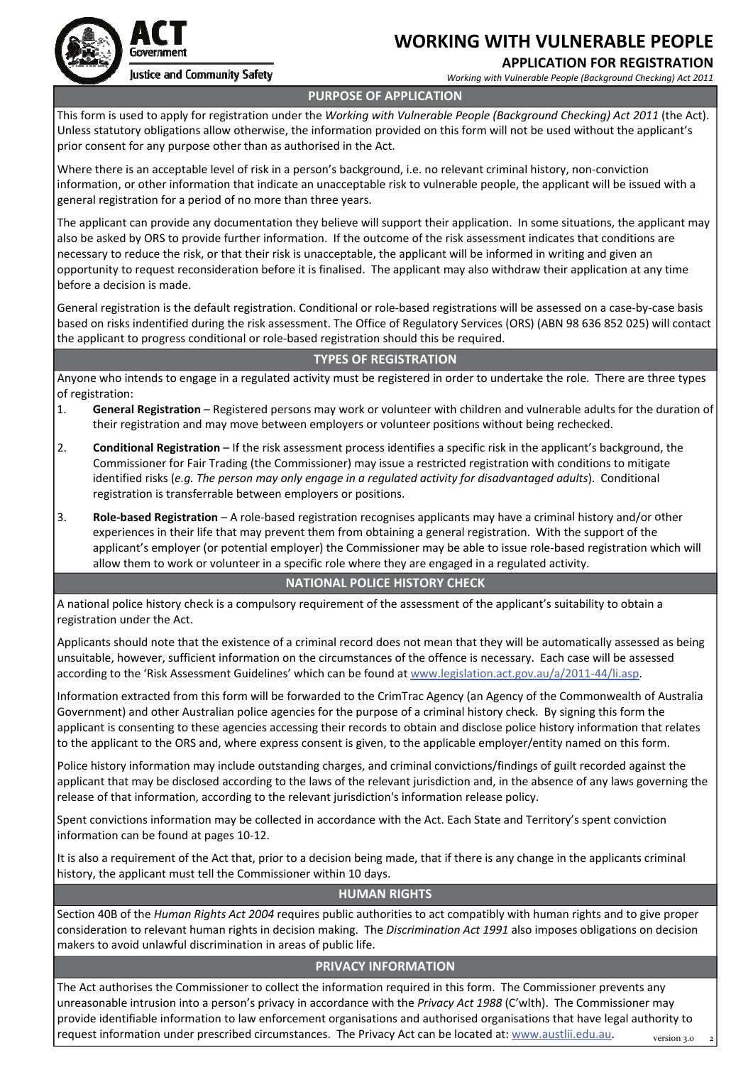ACT Government
Justice and Community Safety

# WORKING WITH VULNERABLE PEOPLE

## APPLICATION FOR REGISTRATION

*Working with Vulnerable People (Background Checking) Act 2011*

### PURPOSE OF APPLICATION

This form is used to apply for registration under the *Working with Vulnerable People (Background Checking) Act 2011* (the Act). Unless statutory obligations allow otherwise, the information provided on this form will not be used without the applicant's prior consent for any purpose other than as authorised in the Act.

Where there is an acceptable level of risk in a person's background, i.e. no relevant criminal history, non-conviction information, or other information that indicate an unacceptable risk to vulnerable people, the applicant will be issued with a general registration for a period of no more than three years.

The applicant can provide any documentation they believe will support their application. In some situations, the applicant may also be asked by ORS to provide further information. If the outcome of the risk assessment indicates that conditions are necessary to reduce the risk, or that their risk is unacceptable, the applicant will be informed in writing and given an opportunity to request reconsideration before it is finalised. The applicant may also withdraw their application at any time before a decision is made.

General registration is the default registration. Conditional or role-based registrations will be assessed on a case-by-case basis based on risks indentified during the risk assessment. The Office of Regulatory Services (ORS) (ABN 98 636 852 025) will contact the applicant to progress conditional or role-based registration should this be required.

### TYPES OF REGISTRATION

Anyone who intends to engage in a regulated activity must be registered in order to undertake the role. There are three types of registration:

1. **General Registration** – Registered persons may work or volunteer with children and vulnerable adults for the duration of their registration and may move between employers or volunteer positions without being rechecked.
2. **Conditional Registration** – If the risk assessment process identifies a specific risk in the applicant's background, the Commissioner for Fair Trading (the Commissioner) may issue a restricted registration with conditions to mitigate identified risks (*e.g. The person may only engage in a regulated activity for disadvantaged adults*). Conditional registration is transferrable between employers or positions.
3. **Role-based Registration** – A role-based registration recognises applicants may have a criminal history and/or other experiences in their life that may prevent them from obtaining a general registration. With the support of the applicant's employer (or potential employer) the Commissioner may be able to issue role-based registration which will allow them to work or volunteer in a specific role where they are engaged in a regulated activity.

### NATIONAL POLICE HISTORY CHECK

A national police history check is a compulsory requirement of the assessment of the applicant's suitability to obtain a registration under the Act.

Applicants should note that the existence of a criminal record does not mean that they will be automatically assessed as being unsuitable, however, sufficient information on the circumstances of the offence is necessary. Each case will be assessed according to the 'Risk Assessment Guidelines' which can be found at www.legislation.act.gov.au/a/2011-44/li.asp.

Information extracted from this form will be forwarded to the CrimTrac Agency (an Agency of the Commonwealth of Australia Government) and other Australian police agencies for the purpose of a criminal history check. By signing this form the applicant is consenting to these agencies accessing their records to obtain and disclose police history information that relates to the applicant to the ORS and, where express consent is given, to the applicable employer/entity named on this form.

Police history information may include outstanding charges, and criminal convictions/findings of guilt recorded against the applicant that may be disclosed according to the laws of the relevant jurisdiction and, in the absence of any laws governing the release of that information, according to the relevant jurisdiction's information release policy.

Spent convictions information may be collected in accordance with the Act. Each State and Territory's spent conviction information can be found at pages 10-12.

It is also a requirement of the Act that, prior to a decision being made, that if there is any change in the applicants criminal history, the applicant must tell the Commissioner within 10 days.

### HUMAN RIGHTS

Section 40B of the *Human Rights Act 2004* requires public authorities to act compatibly with human rights and to give proper consideration to relevant human rights in decision making. The *Discrimination Act 1991* also imposes obligations on decision makers to avoid unlawful discrimination in areas of public life.

### PRIVACY INFORMATION

The Act authorises the Commissioner to collect the information required in this form. The Commissioner prevents any unreasonable intrusion into a person's privacy in accordance with the *Privacy Act 1988* (C'wlth). The Commissioner may provide identifiable information to law enforcement organisations and authorised organisations that have legal authority to request information under prescribed circumstances. The Privacy Act can be located at: www.austlii.edu.au.

version 3.0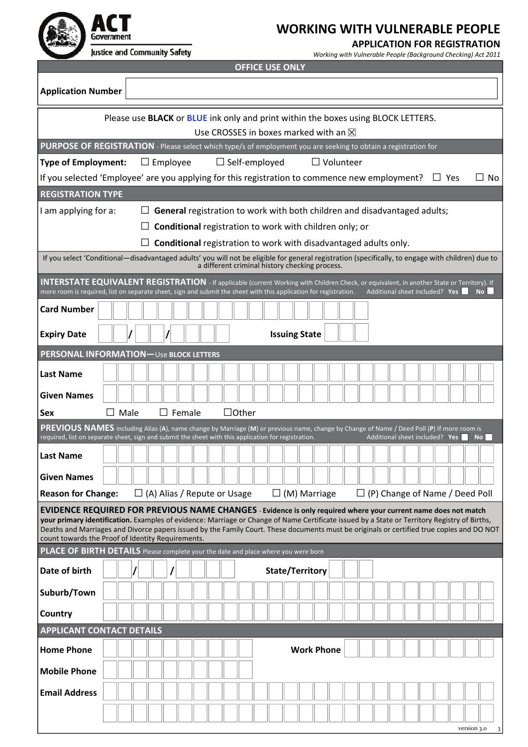ACT Government
Justice and Community Safety

# WORKING WITH VULNERABLE PEOPLE

## APPLICATION FOR REGISTRATION

*Working with Vulnerable People (Background Checking) Act 2011*

**OFFICE USE ONLY**

**Application Number** ____________________

Please use **BLACK** or **BLUE** ink only and print within the boxes using BLOCK LETTERS.
Use CROSSES in boxes marked with an ☒

## PURPOSE OF REGISTRATION - Please select which type/s of employment you are seeking to obtain a registration for

**Type of Employment:** ☐ Employee ☐ Self-employed ☐ Volunteer

If you selected 'Employee' are you applying for this registration to commence new employment? ☐ Yes ☐ No

## REGISTRATION TYPE

I am applying for a:

☐ **General** registration to work with both children and disadvantaged adults;

☐ **Conditional** registration to work with children only; or

☐ **Conditional** registration to work with disadvantaged adults only.

If you select 'Conditional—disadvantaged adults' you will not be eligible for general registration (specifically, to engage with children) due to a different criminal history checking process.

## INTERSTATE EQUIVALENT REGISTRATION - If applicable (current Working with Children Check, or equivalent, in another State or Territory). If more room is required, list on separate sheet, sign and submit the sheet with this application for registration.

Additional sheet included? **Yes** ☐ **No** ☐

**Card Number** ____________________

**Expiry Date** ___ / ___ / _____ **Issuing State** _____

## PERSONAL INFORMATION—Use BLOCK LETTERS

**Last Name** ____________________

**Given Names** ____________________

**Sex** ☐ Male ☐ Female ☐ Other

## PREVIOUS NAMES including Alias (A), name change by Marriage (M) or previous name, change by Change of Name / Deed Poll (P) If more room is required, list on separate sheet, sign and submit the sheet with this application for registration.

Additional sheet included? **Yes** ☐ **No** ☐

**Last Name** ____________________

**Given Names** ____________________

**Reason for Change:** ☐ (A) Alias / Repute or Usage ☐ (M) Marriage ☐ (P) Change of Name / Deed Poll

**EVIDENCE REQUIRED FOR PREVIOUS NAME CHANGES** - **Evidence is only required where your current name does not match your primary identification.** Examples of evidence: Marriage or Change of Name Certificate issued by a State or Territory Registry of Births, Deaths and Marriages and Divorce papers issued by the Family Court. These documents must be originals or certified true copies and DO NOT count towards the Proof of Identity Requirements.

## PLACE OF BIRTH DETAILS Please complete your the date and place where you were born

**Date of birth** ___ / ___ / _____ **State/Territory** _____

**Suburb/Town** ____________________

**Country** ____________________

## APPLICANT CONTACT DETAILS

**Home Phone** ____________________ **Work Phone** ____________________

**Mobile Phone** ____________________

**Email Address** ____________________

version 3.0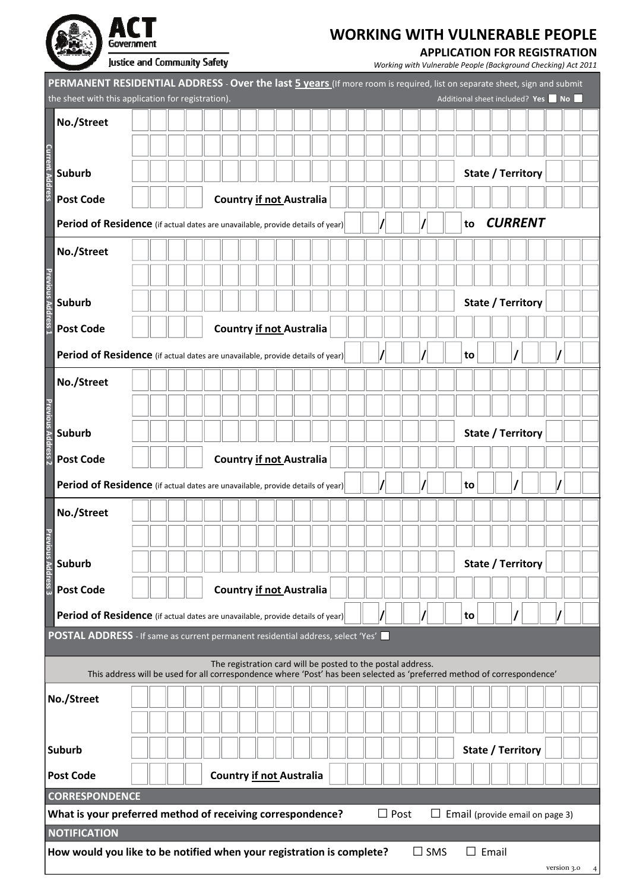# WORKING WITH VULNERABLE PEOPLE

## APPLICATION FOR REGISTRATION

*Working with Vulnerable People (Background Checking) Act 2011*

ACT Government — Justice and Community Safety

## PERMANENT RESIDENTIAL ADDRESS - Over the last 5 years (If more room is required, list on separate sheet, sign and submit the sheet with this application for registration).

Additional sheet included? **Yes** ☐ **No** ☐

### Current Address

| | |
|---|---|
| **No./Street** | |
| | |
| **Suburb** | **State / Territory** |
| **Post Code** | **Country if not Australia** |
| **Period of Residence** (if actual dates are unavailable, provide details of year) | / / to ***CURRENT*** |

### Previous Address 1

| | |
|---|---|
| **No./Street** | |
| | |
| **Suburb** | **State / Territory** |
| **Post Code** | **Country if not Australia** |
| **Period of Residence** (if actual dates are unavailable, provide details of year) | / / to / / |

### Previous Address 2

| | |
|---|---|
| **No./Street** | |
| | |
| **Suburb** | **State / Territory** |
| **Post Code** | **Country if not Australia** |
| **Period of Residence** (if actual dates are unavailable, provide details of year) | / / to / / |

### Previous Address 3

| | |
|---|---|
| **No./Street** | |
| | |
| **Suburb** | **State / Territory** |
| **Post Code** | **Country if not Australia** |
| **Period of Residence** (if actual dates are unavailable, provide details of year) | / / to / / |

## POSTAL ADDRESS - If same as current permanent residential address, select 'Yes' ☐

The registration card will be posted to the postal address.
This address will be used for all correspondence where 'Post' has been selected as 'preferred method of correspondence'

| | |
|---|---|
| **No./Street** | |
| | |
| **Suburb** | **State / Territory** |
| **Post Code** | **Country if not Australia** |

## CORRESPONDENCE

**What is your preferred method of receiving correspondence?** ☐ Post ☐ Email (provide email on page 3)

## NOTIFICATION

**How would you like to be notified when your registration is complete?** ☐ SMS ☐ Email

version 3.0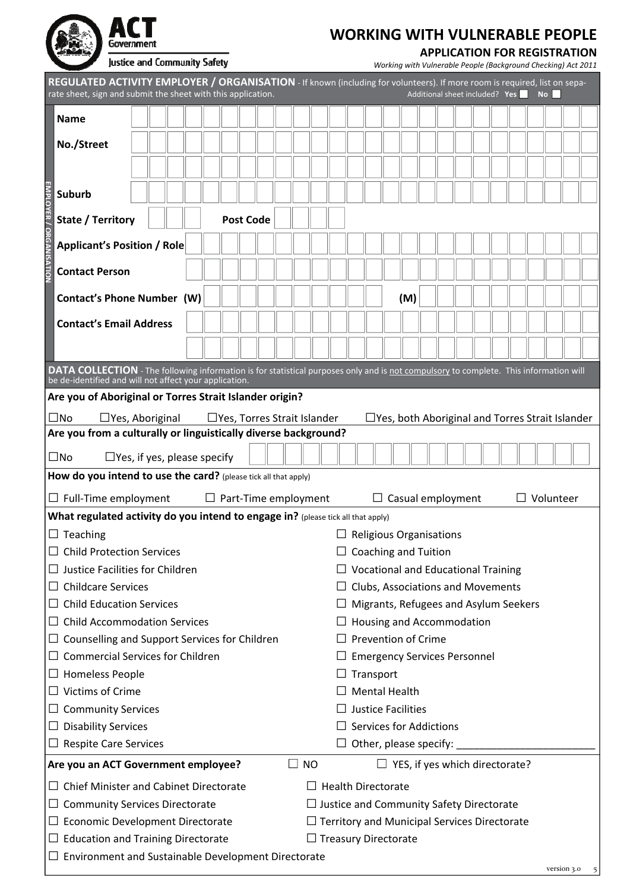ACT Government
Justice and Community Safety

# WORKING WITH VULNERABLE PEOPLE

## APPLICATION FOR REGISTRATION

*Working with Vulnerable People (Background Checking) Act 2011*

**REGULATED ACTIVITY EMPLOYER / ORGANISATION** - If known (including for volunteers). If more room is required, list on separate sheet, sign and submit the sheet with this application. Additional sheet included? **Yes** ☐ **No** ☐

EMPLOYER / ORGANISATION

| | |
|---|---|
| **Name** | |
| **No./Street** | |
| | |
| **Suburb** | |
| **State / Territory** | **Post Code** |
| **Applicant's Position / Role** | |
| **Contact Person** | |
| **Contact's Phone Number (W)** | **(M)** |
| **Contact's Email Address** | |
| | |

**DATA COLLECTION** - The following information is for statistical purposes only and is not compulsory to complete. This information will be de-identified and will not affect your application.

**Are you of Aboriginal or Torres Strait Islander origin?**

☐No ☐Yes, Aboriginal ☐Yes, Torres Strait Islander ☐Yes, both Aboriginal and Torres Strait Islander

**Are you from a culturally or linguistically diverse background?**

☐No ☐Yes, if yes, please specify

**How do you intend to use the card?** (please tick all that apply)

☐ Full-Time employment ☐ Part-Time employment ☐ Casual employment ☐ Volunteer

**What regulated activity do you intend to engage in?** (please tick all that apply)

☐ Teaching
☐ Child Protection Services
☐ Justice Facilities for Children
☐ Childcare Services
☐ Child Education Services
☐ Child Accommodation Services
☐ Counselling and Support Services for Children
☐ Commercial Services for Children
☐ Homeless People
☐ Victims of Crime
☐ Community Services
☐ Disability Services
☐ Respite Care Services
☐ Religious Organisations
☐ Coaching and Tuition
☐ Vocational and Educational Training
☐ Clubs, Associations and Movements
☐ Migrants, Refugees and Asylum Seekers
☐ Housing and Accommodation
☐ Prevention of Crime
☐ Emergency Services Personnel
☐ Transport
☐ Mental Health
☐ Justice Facilities
☐ Services for Addictions
☐ Other, please specify: ________________________

**Are you an ACT Government employee?** ☐ NO ☐ YES, if yes which directorate?

☐ Chief Minister and Cabinet Directorate
☐ Community Services Directorate
☐ Economic Development Directorate
☐ Education and Training Directorate
☐ Environment and Sustainable Development Directorate
☐ Health Directorate
☐ Justice and Community Safety Directorate
☐ Territory and Municipal Services Directorate
☐ Treasury Directorate

version 3.0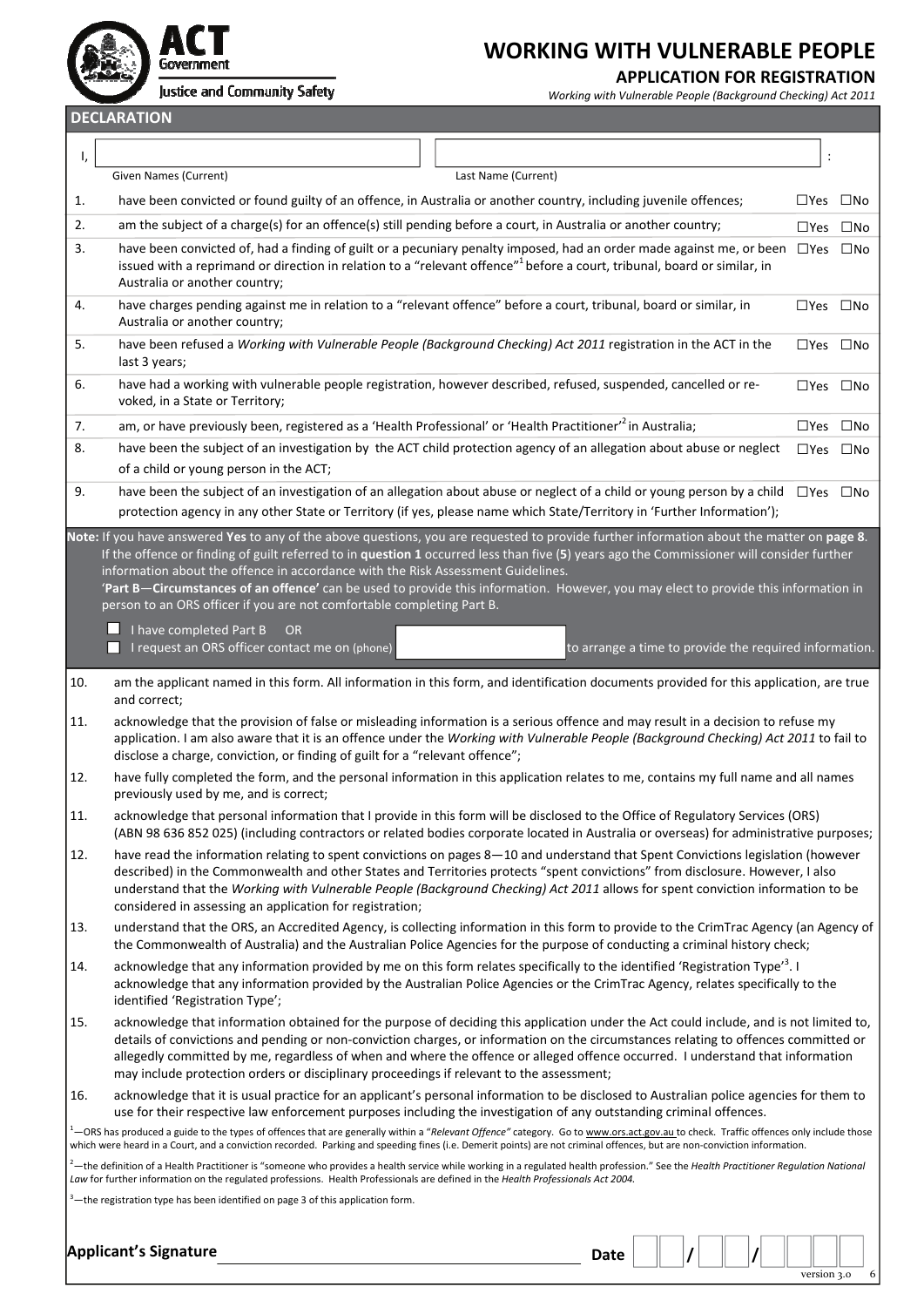ACT Government
Justice and Community Safety

# WORKING WITH VULNERABLE PEOPLE

## APPLICATION FOR REGISTRATION

*Working with Vulnerable People (Background Checking) Act 2011*

## DECLARATION

I, ____________________ ____________________ :

Given Names (Current) Last Name (Current)

| | | Yes | No |
|---|---|---|---|
| 1. | have been convicted or found guilty of an offence, in Australia or another country, including juvenile offences; | ☐Yes | ☐No |
| 2. | am the subject of a charge(s) for an offence(s) still pending before a court, in Australia or another country; | ☐Yes | ☐No |
| 3. | have been convicted of, had a finding of guilt or a pecuniary penalty imposed, had an order made against me, or been issued with a reprimand or direction in relation to a "relevant offence"[1] before a court, tribunal, board or similar, in Australia or another country; | ☐Yes | ☐No |
| 4. | have charges pending against me in relation to a "relevant offence" before a court, tribunal, board or similar, in Australia or another country; | ☐Yes | ☐No |
| 5. | have been refused a *Working with Vulnerable People (Background Checking) Act 2011* registration in the ACT in the last 3 years; | ☐Yes | ☐No |
| 6. | have had a working with vulnerable people registration, however described, refused, suspended, cancelled or re-voked, in a State or Territory; | ☐Yes | ☐No |
| 7. | am, or have previously been, registered as a 'Health Professional' or 'Health Practitioner'[2] in Australia; | ☐Yes | ☐No |
| 8. | have been the subject of an investigation by the ACT child protection agency of an allegation about abuse or neglect of a child or young person in the ACT; | ☐Yes | ☐No |
| 9. | have been the subject of an investigation of an allegation about abuse or neglect of a child or young person by a child protection agency in any other State or Territory (if yes, please name which State/Territory in 'Further Information'); | ☐Yes | ☐No |

**Note:** If you have answered **Yes** to any of the above questions, you are requested to provide further information about the matter on **page 8**. If the offence or finding of guilt referred to in **question 1** occurred less than five (**5**) years ago the Commissioner will consider further information about the offence in accordance with the Risk Assessment Guidelines.
'**Part B**—**Circumstances of an offence'** can be used to provide this information. However, you may elect to provide this information in person to an ORS officer if you are not comfortable completing Part B.

☐ I have completed Part B OR
☐ I request an ORS officer contact me on (phone) ____________________ to arrange a time to provide the required information.

10. am the applicant named in this form. All information in this form, and identification documents provided for this application, are true and correct;
11. acknowledge that the provision of false or misleading information is a serious offence and may result in a decision to refuse my application. I am also aware that it is an offence under the *Working with Vulnerable People (Background Checking) Act 2011* to fail to disclose a charge, conviction, or finding of guilt for a "relevant offence";
12. have fully completed the form, and the personal information in this application relates to me, contains my full name and all names previously used by me, and is correct;
11. acknowledge that personal information that I provide in this form will be disclosed to the Office of Regulatory Services (ORS) (ABN 98 636 852 025) (including contractors or related bodies corporate located in Australia or overseas) for administrative purposes;
12. have read the information relating to spent convictions on pages 8—10 and understand that Spent Convictions legislation (however described) in the Commonwealth and other States and Territories protects "spent convictions" from disclosure. However, I also understand that the *Working with Vulnerable People (Background Checking) Act 2011* allows for spent conviction information to be considered in assessing an application for registration;
13. understand that the ORS, an Accredited Agency, is collecting information in this form to provide to the CrimTrac Agency (an Agency of the Commonwealth of Australia) and the Australian Police Agencies for the purpose of conducting a criminal history check;
14. acknowledge that any information provided by me on this form relates specifically to the identified 'Registration Type'[3]. I acknowledge that any information provided by the Australian Police Agencies or the CrimTrac Agency, relates specifically to the identified 'Registration Type';
15. acknowledge that information obtained for the purpose of deciding this application under the Act could include, and is not limited to, details of convictions and pending or non-conviction charges, or information on the circumstances relating to offences committed or allegedly committed by me, regardless of when and where the offence or alleged offence occurred. I understand that information may include protection orders or disciplinary proceedings if relevant to the assessment;
16. acknowledge that it is usual practice for an applicant's personal information to be disclosed to Australian police agencies for them to use for their respective law enforcement purposes including the investigation of any outstanding criminal offences.

[1]—ORS has produced a guide to the types of offences that are generally within a "*Relevant Offence*" category. Go to www.ors.act.gov.au to check. Traffic offences only include those which were heard in a Court, and a conviction recorded. Parking and speeding fines (i.e. Demerit points) are not criminal offences, but are non-conviction information.

[2]—the definition of a Health Practitioner is "someone who provides a health service while working in a regulated health profession." See the *Health Practitioner Regulation National Law* for further information on the regulated professions. Health Professionals are defined in the *Health Professionals Act 2004.*

[3]—the registration type has been identified on page 3 of this application form.

**Applicant's Signature** ______________________________ **Date** __ __ / __ __ / __ __ __ __

version 3.0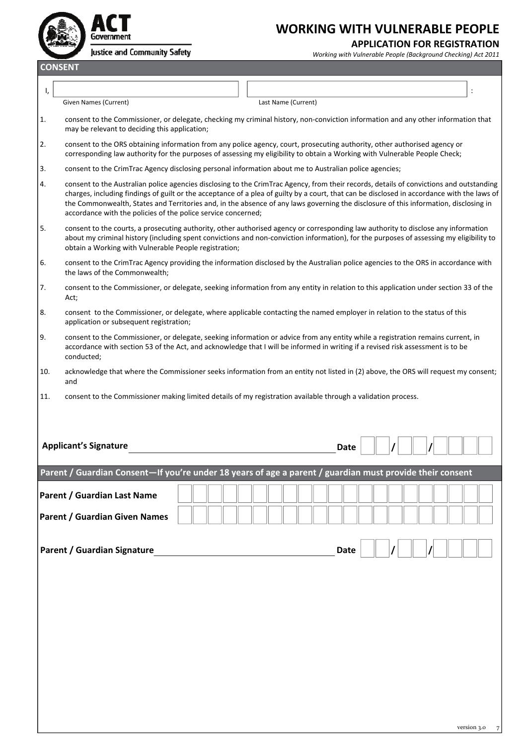**ACT Government**
**Justice and Community Safety**

# WORKING WITH VULNERABLE PEOPLE

### APPLICATION FOR REGISTRATION

*Working with Vulnerable People (Background Checking) Act 2011*

## CONSENT

I, ______________________ ______________________ :

Given Names (Current) Last Name (Current)

1. consent to the Commissioner, or delegate, checking my criminal history, non-conviction information and any other information that may be relevant to deciding this application;
2. consent to the ORS obtaining information from any police agency, court, prosecuting authority, other authorised agency or corresponding law authority for the purposes of assessing my eligibility to obtain a Working with Vulnerable People Check;
3. consent to the CrimTrac Agency disclosing personal information about me to Australian police agencies;
4. consent to the Australian police agencies disclosing to the CrimTrac Agency, from their records, details of convictions and outstanding charges, including findings of guilt or the acceptance of a plea of guilty by a court, that can be disclosed in accordance with the laws of the Commonwealth, States and Territories and, in the absence of any laws governing the disclosure of this information, disclosing in accordance with the policies of the police service concerned;
5. consent to the courts, a prosecuting authority, other authorised agency or corresponding law authority to disclose any information about my criminal history (including spent convictions and non-conviction information), for the purposes of assessing my eligibility to obtain a Working with Vulnerable People registration;
6. consent to the CrimTrac Agency providing the information disclosed by the Australian police agencies to the ORS in accordance with the laws of the Commonwealth;
7. consent to the Commissioner, or delegate, seeking information from any entity in relation to this application under section 33 of the Act;
8. consent to the Commissioner, or delegate, where applicable contacting the named employer in relation to the status of this application or subsequent registration;
9. consent to the Commissioner, or delegate, seeking information or advice from any entity while a registration remains current, in accordance with section 53 of the Act, and acknowledge that I will be informed in writing if a revised risk assessment is to be conducted;
10. acknowledge that where the Commissioner seeks information from an entity not listed in (2) above, the ORS will request my consent; and
11. consent to the Commissioner making limited details of my registration available through a validation process.

**Applicant's Signature** ______________________ **Date** __ __ / __ __ / __ __ __ __

## Parent / Guardian Consent—If you're under 18 years of age a parent / guardian must provide their consent

**Parent / Guardian Last Name** ______________________

**Parent / Guardian Given Names** ______________________

**Parent / Guardian Signature** ______________________ **Date** __ __ / __ __ / __ __ __ __

version 3.0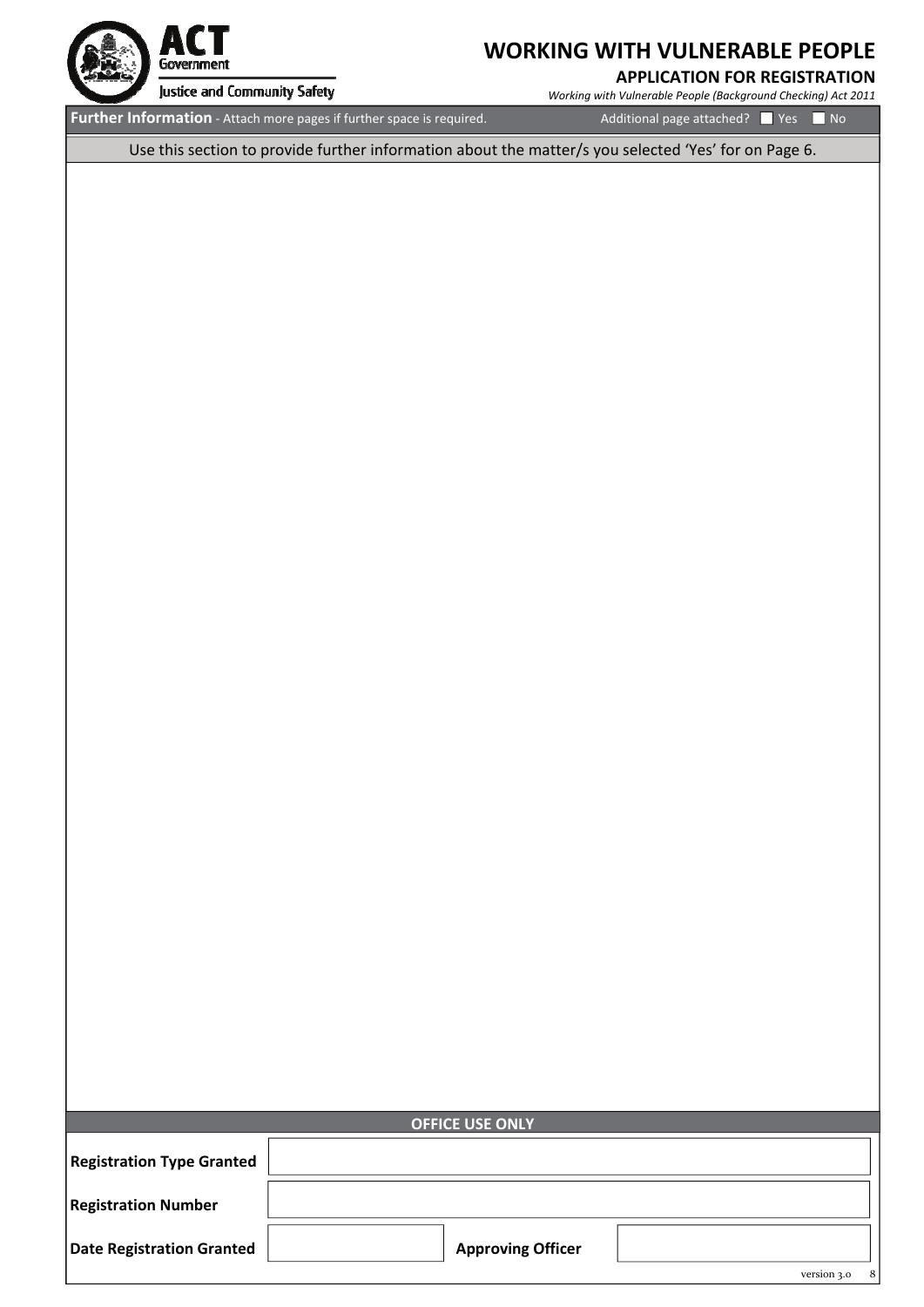**Further Information** - Attach more pages if further space is required. Additional page attached? ☐ Yes ☐ No

Use this section to provide further information about the matter/s you selected 'Yes' for on Page 6.

## OFFICE USE ONLY

| | | | |
|---|---|---|---|
| **Registration Type Granted** | | | |
| **Registration Number** | | | |
| **Date Registration Granted** | | **Approving Officer** | |

version 3.0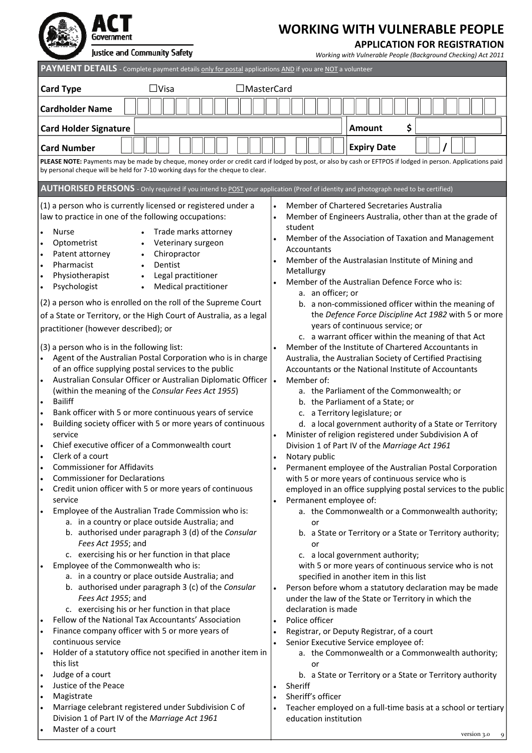# WORKING WITH VULNERABLE PEOPLE

## APPLICATION FOR REGISTRATION

*Working with Vulnerable People (Background Checking) Act 2011*

ACT Government — Justice and Community Safety

## PAYMENT DETAILS - Complete payment details only for postal applications AND if you are NOT a volunteer

| | | | |
|---|---|---|---|
| **Card Type** | ☐Visa ☐MasterCard | | |
| **Cardholder Name** | | | |
| **Card Holder Signature** | | **Amount** | $ |
| **Card Number** | | **Expiry Date** | / |

**PLEASE NOTE:** Payments may be made by cheque, money order or credit card if lodged by post, or also by cash or EFTPOS if lodged in person. Applications paid by personal cheque will be held for 7-10 working days for the cheque to clear.

## AUTHORISED PERSONS - Only required if you intend to POST your application (Proof of identity and photograph need to be certified)

(1) a person who is currently licensed or registered under a law to practice in one of the following occupations:

- Nurse
- Optometrist
- Patent attorney
- Pharmacist
- Physiotherapist
- Psychologist
- Trade marks attorney
- Veterinary surgeon
- Chiropractor
- Dentist
- Legal practitioner
- Medical practitioner

(2) a person who is enrolled on the roll of the Supreme Court of a State or Territory, or the High Court of Australia, as a legal practitioner (however described); or

(3) a person who is in the following list:

- Agent of the Australian Postal Corporation who is in charge of an office supplying postal services to the public
- Australian Consular Officer or Australian Diplomatic Officer (within the meaning of the *Consular Fees Act 1955*)
- Bailiff
- Bank officer with 5 or more continuous years of service
- Building society officer with 5 or more years of continuous service
- Chief executive officer of a Commonwealth court
- Clerk of a court
- Commissioner for Affidavits
- Commissioner for Declarations
- Credit union officer with 5 or more years of continuous service
- Employee of the Australian Trade Commission who is:
  a. in a country or place outside Australia; and
  b. authorised under paragraph 3 (d) of the *Consular Fees Act 1955*; and
  c. exercising his or her function in that place
- Employee of the Commonwealth who is:
  a. in a country or place outside Australia; and
  b. authorised under paragraph 3 (c) of the *Consular Fees Act 1955*; and
  c. exercising his or her function in that place
- Fellow of the National Tax Accountants' Association
- Finance company officer with 5 or more years of continuous service
- Holder of a statutory office not specified in another item in this list
- Judge of a court
- Justice of the Peace
- Magistrate
- Marriage celebrant registered under Subdivision C of Division 1 of Part IV of the *Marriage Act 1961*
- Master of a court
- Member of Chartered Secretaries Australia
- Member of Engineers Australia, other than at the grade of student
- Member of the Association of Taxation and Management Accountants
- Member of the Australasian Institute of Mining and Metallurgy
- Member of the Australian Defence Force who is:
  a. an officer; or
  b. a non-commissioned officer within the meaning of the *Defence Force Discipline Act 1982* with 5 or more years of continuous service; or
  c. a warrant officer within the meaning of that Act
- Member of the Institute of Chartered Accountants in Australia, the Australian Society of Certified Practising Accountants or the National Institute of Accountants
- Member of:
  a. the Parliament of the Commonwealth; or
  b. the Parliament of a State; or
  c. a Territory legislature; or
  d. a local government authority of a State or Territory
- Minister of religion registered under Subdivision A of Division 1 of Part IV of the *Marriage Act 1961*
- Notary public
- Permanent employee of the Australian Postal Corporation with 5 or more years of continuous service who is employed in an office supplying postal services to the public
- Permanent employee of:
  a. the Commonwealth or a Commonwealth authority; or
  b. a State or Territory or a State or Territory authority; or
  c. a local government authority;
  
  with 5 or more years of continuous service who is not specified in another item in this list
- Person before whom a statutory declaration may be made under the law of the State or Territory in which the declaration is made
- Police officer
- Registrar, or Deputy Registrar, of a court
- Senior Executive Service employee of:
  a. the Commonwealth or a Commonwealth authority; or
  b. a State or Territory or a State or Territory authority
- Sheriff
- Sheriff's officer
- Teacher employed on a full-time basis at a school or tertiary education institution

version 3.0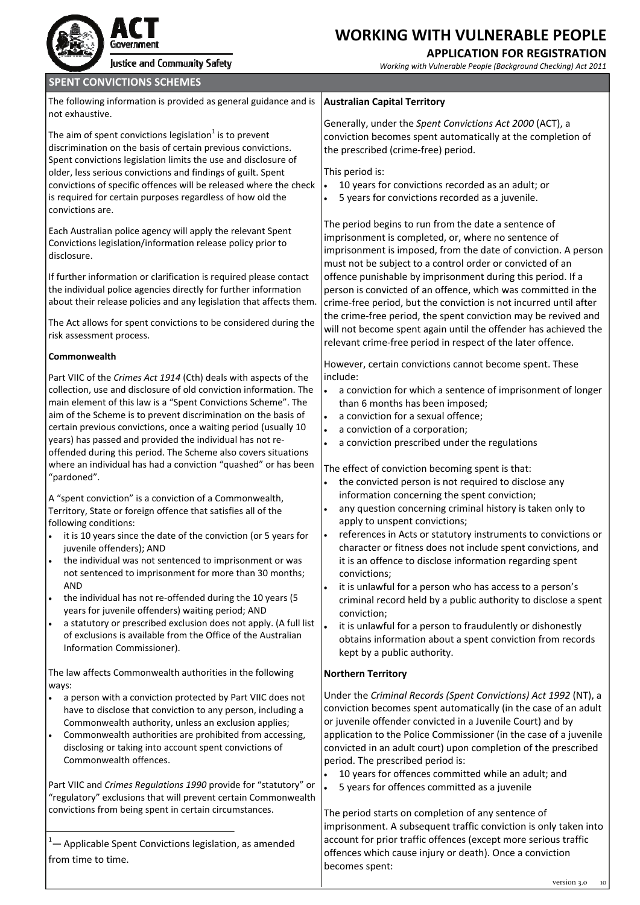## SPENT CONVICTIONS SCHEMES

The following information is provided as general guidance and is not exhaustive.

The aim of spent convictions legislation[1] is to prevent discrimination on the basis of certain previous convictions. Spent convictions legislation limits the use and disclosure of older, less serious convictions and findings of guilt. Spent convictions of specific offences will be released where the check is required for certain purposes regardless of how old the convictions are.

Each Australian police agency will apply the relevant Spent Convictions legislation/information release policy prior to disclosure.

If further information or clarification is required please contact the individual police agencies directly for further information about their release policies and any legislation that affects them.

The Act allows for spent convictions to be considered during the risk assessment process.

### Commonwealth

Part VIIC of the *Crimes Act 1914* (Cth) deals with aspects of the collection, use and disclosure of old conviction information. The main element of this law is a "Spent Convictions Scheme". The aim of the Scheme is to prevent discrimination on the basis of certain previous convictions, once a waiting period (usually 10 years) has passed and provided the individual has not re-offended during this period. The Scheme also covers situations where an individual has had a conviction "quashed" or has been "pardoned".

A "spent conviction" is a conviction of a Commonwealth, Territory, State or foreign offence that satisfies all of the following conditions:

- it is 10 years since the date of the conviction (or 5 years for juvenile offenders); AND
- the individual was not sentenced to imprisonment or was not sentenced to imprisonment for more than 30 months; AND
- the individual has not re-offended during the 10 years (5 years for juvenile offenders) waiting period; AND
- a statutory or prescribed exclusion does not apply. (A full list of exclusions is available from the Office of the Australian Information Commissioner).

The law affects Commonwealth authorities in the following ways:

- a person with a conviction protected by Part VIIC does not have to disclose that conviction to any person, including a Commonwealth authority, unless an exclusion applies;
- Commonwealth authorities are prohibited from accessing, disclosing or taking into account spent convictions of Commonwealth offences.

Part VIIC and *Crimes Regulations 1990* provide for "statutory" or "regulatory" exclusions that will prevent certain Commonwealth convictions from being spent in certain circumstances.

[1]— Applicable Spent Convictions legislation, as amended from time to time.

### Australian Capital Territory

Generally, under the *Spent Convictions Act 2000* (ACT), a conviction becomes spent automatically at the completion of the prescribed (crime-free) period.

This period is:

- 10 years for convictions recorded as an adult; or
- 5 years for convictions recorded as a juvenile.

The period begins to run from the date a sentence of imprisonment is completed, or, where no sentence of imprisonment is imposed, from the date of conviction. A person must not be subject to a control order or convicted of an offence punishable by imprisonment during this period. If a person is convicted of an offence, which was committed in the crime-free period, but the conviction is not incurred until after the crime-free period, the spent conviction may be revived and will not become spent again until the offender has achieved the relevant crime-free period in respect of the later offence.

However, certain convictions cannot become spent. These include:

- a conviction for which a sentence of imprisonment of longer than 6 months has been imposed;
- a conviction for a sexual offence;
- a conviction of a corporation;
- a conviction prescribed under the regulations

The effect of conviction becoming spent is that:

- the convicted person is not required to disclose any information concerning the spent conviction;
- any question concerning criminal history is taken only to apply to unspent convictions;
- references in Acts or statutory instruments to convictions or character or fitness does not include spent convictions, and it is an offence to disclose information regarding spent convictions;
- it is unlawful for a person who has access to a person's criminal record held by a public authority to disclose a spent conviction;
- it is unlawful for a person to fraudulently or dishonestly obtains information about a spent conviction from records kept by a public authority.

### Northern Territory

Under the *Criminal Records (Spent Convictions) Act 1992* (NT), a conviction becomes spent automatically (in the case of an adult or juvenile offender convicted in a Juvenile Court) and by application to the Police Commissioner (in the case of a juvenile convicted in an adult court) upon completion of the prescribed period. The prescribed period is:

- 10 years for offences committed while an adult; and
- 5 years for offences committed as a juvenile

The period starts on completion of any sentence of imprisonment. A subsequent traffic conviction is only taken into account for prior traffic offences (except more serious traffic offences which cause injury or death). Once a conviction becomes spent: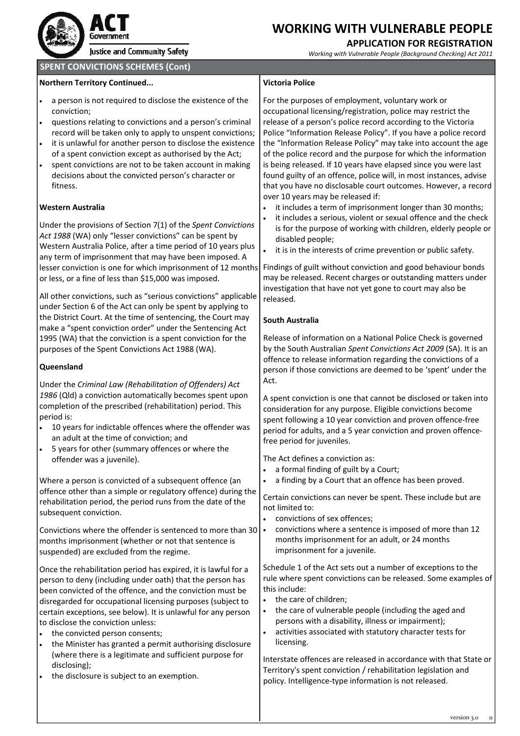## SPENT CONVICTIONS SCHEMES (Cont)

### Northern Territory Continued...

- a person is not required to disclose the existence of the conviction;
- questions relating to convictions and a person's criminal record will be taken only to apply to unspent convictions;
- it is unlawful for another person to disclose the existence of a spent conviction except as authorised by the Act;
- spent convictions are not to be taken account in making decisions about the convicted person's character or fitness.

### Western Australia

Under the provisions of Section 7(1) of the *Spent Convictions Act 1988* (WA) only "lesser convictions" can be spent by Western Australia Police, after a time period of 10 years plus any term of imprisonment that may have been imposed. A lesser conviction is one for which imprisonment of 12 months or less, or a fine of less than $15,000 was imposed.

All other convictions, such as "serious convictions" applicable under Section 6 of the Act can only be spent by applying to the District Court. At the time of sentencing, the Court may make a "spent conviction order" under the Sentencing Act 1995 (WA) that the conviction is a spent conviction for the purposes of the Spent Convictions Act 1988 (WA).

### Queensland

Under the *Criminal Law (Rehabilitation of Offenders) Act 1986* (Qld) a conviction automatically becomes spent upon completion of the prescribed (rehabilitation) period. This period is:

- 10 years for indictable offences where the offender was an adult at the time of conviction; and
- 5 years for other (summary offences or where the offender was a juvenile).

Where a person is convicted of a subsequent offence (an offence other than a simple or regulatory offence) during the rehabilitation period, the period runs from the date of the subsequent conviction.

Convictions where the offender is sentenced to more than 30 months imprisonment (whether or not that sentence is suspended) are excluded from the regime.

Once the rehabilitation period has expired, it is lawful for a person to deny (including under oath) that the person has been convicted of the offence, and the conviction must be disregarded for occupational licensing purposes (subject to certain exceptions, see below). It is unlawful for any person to disclose the conviction unless:

- the convicted person consents;
- the Minister has granted a permit authorising disclosure (where there is a legitimate and sufficient purpose for disclosing);
- the disclosure is subject to an exemption.

### Victoria Police

For the purposes of employment, voluntary work or occupational licensing/registration, police may restrict the release of a person's police record according to the Victoria Police "Information Release Policy". If you have a police record the "Information Release Policy" may take into account the age of the police record and the purpose for which the information is being released. If 10 years have elapsed since you were last found guilty of an offence, police will, in most instances, advise that you have no disclosable court outcomes. However, a record over 10 years may be released if:

- it includes a term of imprisonment longer than 30 months;
- it includes a serious, violent or sexual offence and the check is for the purpose of working with children, elderly people or disabled people;
- it is in the interests of crime prevention or public safety.

Findings of guilt without conviction and good behaviour bonds may be released. Recent charges or outstanding matters under investigation that have not yet gone to court may also be released.

### South Australia

Release of information on a National Police Check is governed by the South Australian *Spent Convictions Act 2009* (SA). It is an offence to release information regarding the convictions of a person if those convictions are deemed to be 'spent' under the Act.

A spent conviction is one that cannot be disclosed or taken into consideration for any purpose. Eligible convictions become spent following a 10 year conviction and proven offence-free period for adults, and a 5 year conviction and proven offence-free period for juveniles.

The Act defines a conviction as:

- a formal finding of guilt by a Court;
- a finding by a Court that an offence has been proved.

Certain convictions can never be spent. These include but are not limited to:

- convictions of sex offences;
- convictions where a sentence is imposed of more than 12 months imprisonment for an adult, or 24 months imprisonment for a juvenile.

Schedule 1 of the Act sets out a number of exceptions to the rule where spent convictions can be released. Some examples of this include:

- the care of children;
- the care of vulnerable people (including the aged and persons with a disability, illness or impairment);
- activities associated with statutory character tests for licensing.

Interstate offences are released in accordance with that State or Territory's spent conviction / rehabilitation legislation and policy. Intelligence-type information is not released.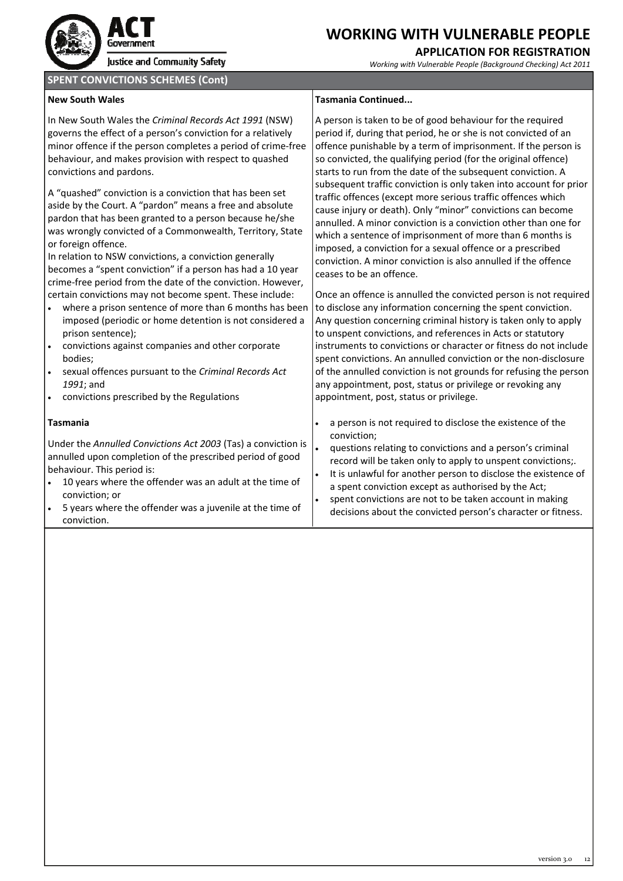## SPENT CONVICTIONS SCHEMES (Cont)

### New South Wales

In New South Wales the *Criminal Records Act 1991* (NSW) governs the effect of a person's conviction for a relatively minor offence if the person completes a period of crime-free behaviour, and makes provision with respect to quashed convictions and pardons.

A "quashed" conviction is a conviction that has been set aside by the Court. A "pardon" means a free and absolute pardon that has been granted to a person because he/she was wrongly convicted of a Commonwealth, Territory, State or foreign offence.
In relation to NSW convictions, a conviction generally becomes a "spent conviction" if a person has had a 10 year crime-free period from the date of the conviction. However, certain convictions may not become spent. These include:

- where a prison sentence of more than 6 months has been imposed (periodic or home detention is not considered a prison sentence);
- convictions against companies and other corporate bodies;
- sexual offences pursuant to the *Criminal Records Act 1991*; and
- convictions prescribed by the Regulations

### Tasmania

Under the *Annulled Convictions Act 2003* (Tas) a conviction is annulled upon completion of the prescribed period of good behaviour. This period is:

- 10 years where the offender was an adult at the time of conviction; or
- 5 years where the offender was a juvenile at the time of conviction.

### Tasmania Continued...

A person is taken to be of good behaviour for the required period if, during that period, he or she is not convicted of an offence punishable by a term of imprisonment. If the person is so convicted, the qualifying period (for the original offence) starts to run from the date of the subsequent conviction. A subsequent traffic conviction is only taken into account for prior traffic offences (except more serious traffic offences which cause injury or death). Only "minor" convictions can become annulled. A minor conviction is a conviction other than one for which a sentence of imprisonment of more than 6 months is imposed, a conviction for a sexual offence or a prescribed conviction. A minor conviction is also annulled if the offence ceases to be an offence.

Once an offence is annulled the convicted person is not required to disclose any information concerning the spent conviction. Any question concerning criminal history is taken only to apply to unspent convictions, and references in Acts or statutory instruments to convictions or character or fitness do not include spent convictions. An annulled conviction or the non-disclosure of the annulled conviction is not grounds for refusing the person any appointment, post, status or privilege or revoking any appointment, post, status or privilege.

- a person is not required to disclose the existence of the conviction;
- questions relating to convictions and a person's criminal record will be taken only to apply to unspent convictions;.
- It is unlawful for another person to disclose the existence of a spent conviction except as authorised by the Act;
- spent convictions are not to be taken account in making decisions about the convicted person's character or fitness.